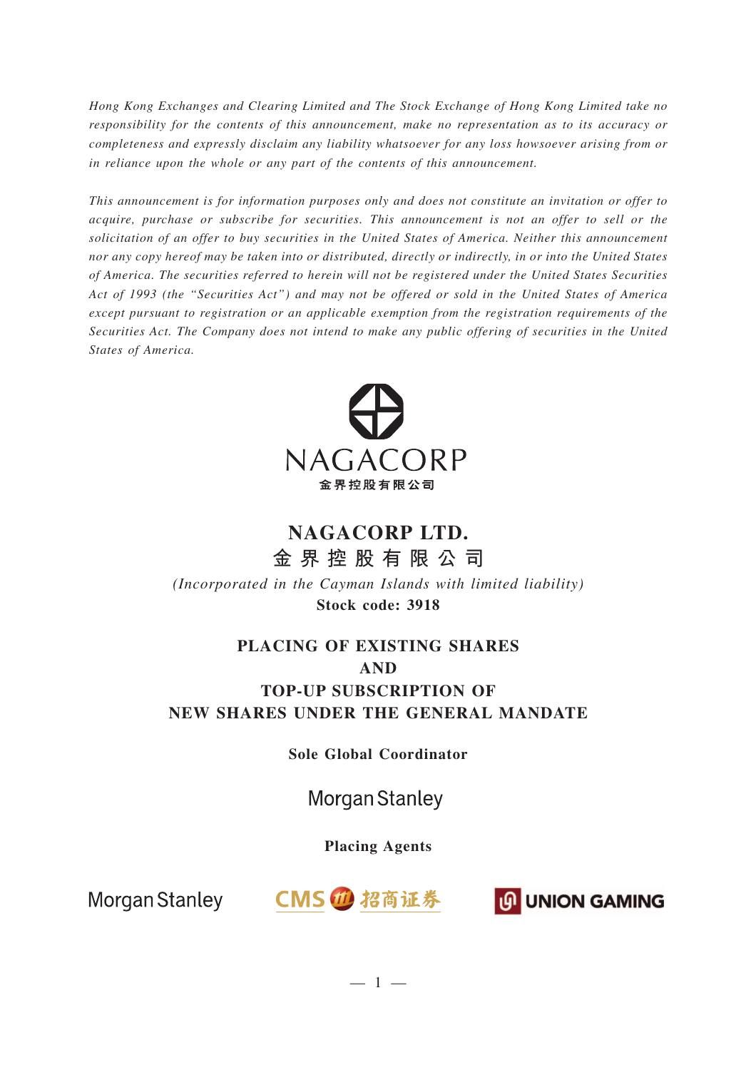*Hong Kong Exchanges and Clearing Limited and The Stock Exchange of Hong Kong Limited take no responsibility for the contents of this announcement, make no representation as to its accuracy or completeness and expressly disclaim any liability whatsoever for any loss howsoever arising from or in reliance upon the whole or any part of the contents of this announcement.*

*This announcement is for information purposes only and does not constitute an invitation or offer to acquire, purchase or subscribe for securities. This announcement is not an offer to sell or the solicitation of an offer to buy securities in the United States of America. Neither this announcement nor any copy hereof may be taken into or distributed, directly or indirectly, in or into the United States of America. The securities referred to herein will not be registered under the United States Securities Act of 1993 (the "Securities Act") and may not be offered or sold in the United States of America except pursuant to registration or an applicable exemption from the registration requirements of the Securities Act. The Company does not intend to make any public offering of securities in the United States of America.*

NAGACORP
金界控股有限公司

# NAGACORP LTD.
# 金 界 控 股 有 限 公 司

*(Incorporated in the Cayman Islands with limited liability)*

**Stock code: 3918**

## PLACING OF EXISTING SHARES
## AND
## TOP-UP SUBSCRIPTION OF
## NEW SHARES UNDER THE GENERAL MANDATE

**Sole Global Coordinator**

Morgan Stanley

**Placing Agents**

Morgan Stanley　　CMS 招商证券　　UNION GAMING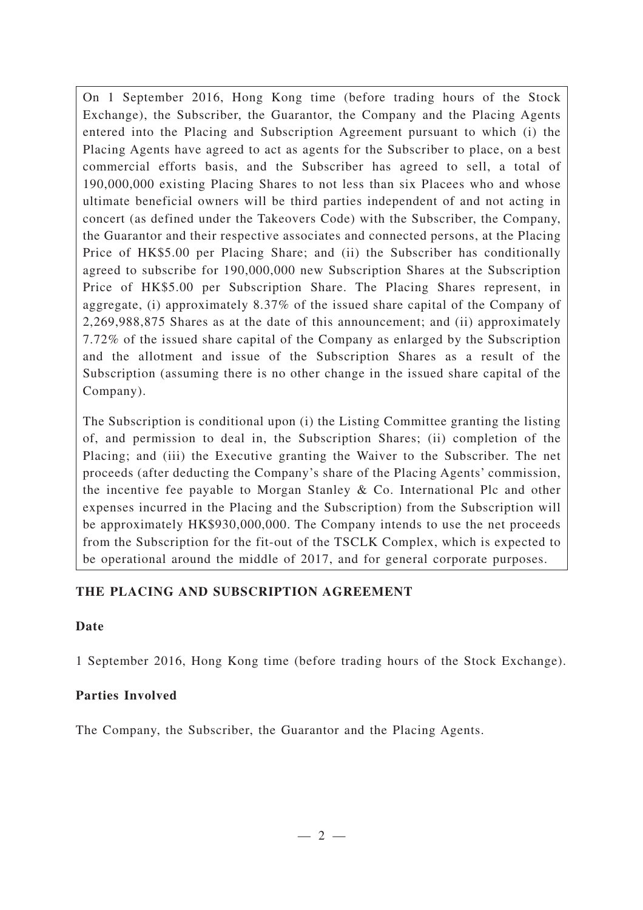On 1 September 2016, Hong Kong time (before trading hours of the Stock Exchange), the Subscriber, the Guarantor, the Company and the Placing Agents entered into the Placing and Subscription Agreement pursuant to which (i) the Placing Agents have agreed to act as agents for the Subscriber to place, on a best commercial efforts basis, and the Subscriber has agreed to sell, a total of 190,000,000 existing Placing Shares to not less than six Placees who and whose ultimate beneficial owners will be third parties independent of and not acting in concert (as defined under the Takeovers Code) with the Subscriber, the Company, the Guarantor and their respective associates and connected persons, at the Placing Price of HK$5.00 per Placing Share; and (ii) the Subscriber has conditionally agreed to subscribe for 190,000,000 new Subscription Shares at the Subscription Price of HK$5.00 per Subscription Share. The Placing Shares represent, in aggregate, (i) approximately 8.37% of the issued share capital of the Company of 2,269,988,875 Shares as at the date of this announcement; and (ii) approximately 7.72% of the issued share capital of the Company as enlarged by the Subscription and the allotment and issue of the Subscription Shares as a result of the Subscription (assuming there is no other change in the issued share capital of the Company).

The Subscription is conditional upon (i) the Listing Committee granting the listing of, and permission to deal in, the Subscription Shares; (ii) completion of the Placing; and (iii) the Executive granting the Waiver to the Subscriber. The net proceeds (after deducting the Company's share of the Placing Agents' commission, the incentive fee payable to Morgan Stanley & Co. International Plc and other expenses incurred in the Placing and the Subscription) from the Subscription will be approximately HK$930,000,000. The Company intends to use the net proceeds from the Subscription for the fit-out of the TSCLK Complex, which is expected to be operational around the middle of 2017, and for general corporate purposes.

## THE PLACING AND SUBSCRIPTION AGREEMENT

### Date

1 September 2016, Hong Kong time (before trading hours of the Stock Exchange).

### Parties Involved

The Company, the Subscriber, the Guarantor and the Placing Agents.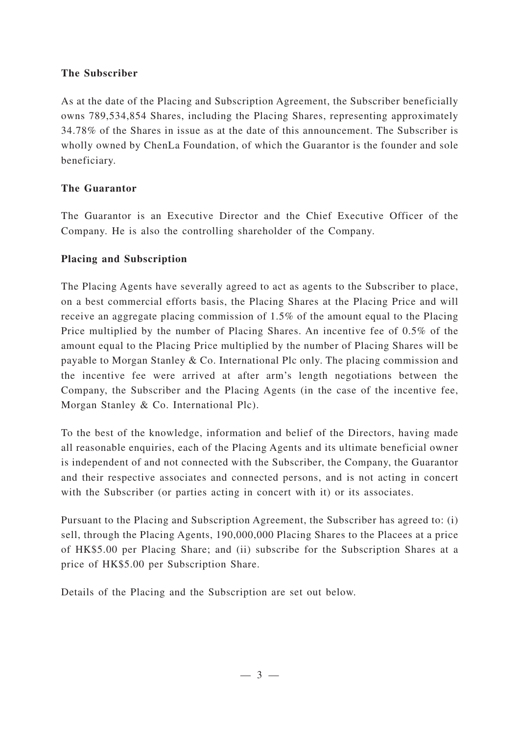**The Subscriber**

As at the date of the Placing and Subscription Agreement, the Subscriber beneficially owns 789,534,854 Shares, including the Placing Shares, representing approximately 34.78% of the Shares in issue as at the date of this announcement. The Subscriber is wholly owned by ChenLa Foundation, of which the Guarantor is the founder and sole beneficiary.

**The Guarantor**

The Guarantor is an Executive Director and the Chief Executive Officer of the Company. He is also the controlling shareholder of the Company.

**Placing and Subscription**

The Placing Agents have severally agreed to act as agents to the Subscriber to place, on a best commercial efforts basis, the Placing Shares at the Placing Price and will receive an aggregate placing commission of 1.5% of the amount equal to the Placing Price multiplied by the number of Placing Shares. An incentive fee of 0.5% of the amount equal to the Placing Price multiplied by the number of Placing Shares will be payable to Morgan Stanley & Co. International Plc only. The placing commission and the incentive fee were arrived at after arm's length negotiations between the Company, the Subscriber and the Placing Agents (in the case of the incentive fee, Morgan Stanley & Co. International Plc).

To the best of the knowledge, information and belief of the Directors, having made all reasonable enquiries, each of the Placing Agents and its ultimate beneficial owner is independent of and not connected with the Subscriber, the Company, the Guarantor and their respective associates and connected persons, and is not acting in concert with the Subscriber (or parties acting in concert with it) or its associates.

Pursuant to the Placing and Subscription Agreement, the Subscriber has agreed to: (i) sell, through the Placing Agents, 190,000,000 Placing Shares to the Placees at a price of HK$5.00 per Placing Share; and (ii) subscribe for the Subscription Shares at a price of HK$5.00 per Subscription Share.

Details of the Placing and the Subscription are set out below.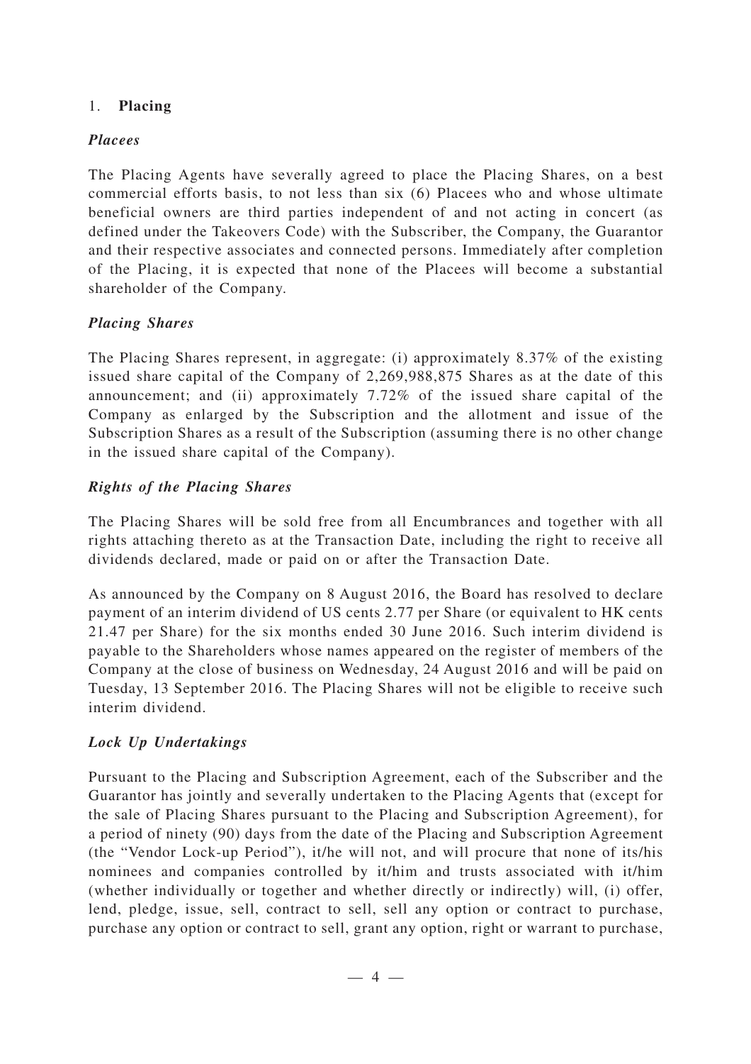## 1. **Placing**

### *Placees*

The Placing Agents have severally agreed to place the Placing Shares, on a best commercial efforts basis, to not less than six (6) Placees who and whose ultimate beneficial owners are third parties independent of and not acting in concert (as defined under the Takeovers Code) with the Subscriber, the Company, the Guarantor and their respective associates and connected persons. Immediately after completion of the Placing, it is expected that none of the Placees will become a substantial shareholder of the Company.

### *Placing Shares*

The Placing Shares represent, in aggregate: (i) approximately 8.37% of the existing issued share capital of the Company of 2,269,988,875 Shares as at the date of this announcement; and (ii) approximately 7.72% of the issued share capital of the Company as enlarged by the Subscription and the allotment and issue of the Subscription Shares as a result of the Subscription (assuming there is no other change in the issued share capital of the Company).

### *Rights of the Placing Shares*

The Placing Shares will be sold free from all Encumbrances and together with all rights attaching thereto as at the Transaction Date, including the right to receive all dividends declared, made or paid on or after the Transaction Date.

As announced by the Company on 8 August 2016, the Board has resolved to declare payment of an interim dividend of US cents 2.77 per Share (or equivalent to HK cents 21.47 per Share) for the six months ended 30 June 2016. Such interim dividend is payable to the Shareholders whose names appeared on the register of members of the Company at the close of business on Wednesday, 24 August 2016 and will be paid on Tuesday, 13 September 2016. The Placing Shares will not be eligible to receive such interim dividend.

### *Lock Up Undertakings*

Pursuant to the Placing and Subscription Agreement, each of the Subscriber and the Guarantor has jointly and severally undertaken to the Placing Agents that (except for the sale of Placing Shares pursuant to the Placing and Subscription Agreement), for a period of ninety (90) days from the date of the Placing and Subscription Agreement (the "Vendor Lock-up Period"), it/he will not, and will procure that none of its/his nominees and companies controlled by it/him and trusts associated with it/him (whether individually or together and whether directly or indirectly) will, (i) offer, lend, pledge, issue, sell, contract to sell, sell any option or contract to purchase, purchase any option or contract to sell, grant any option, right or warrant to purchase,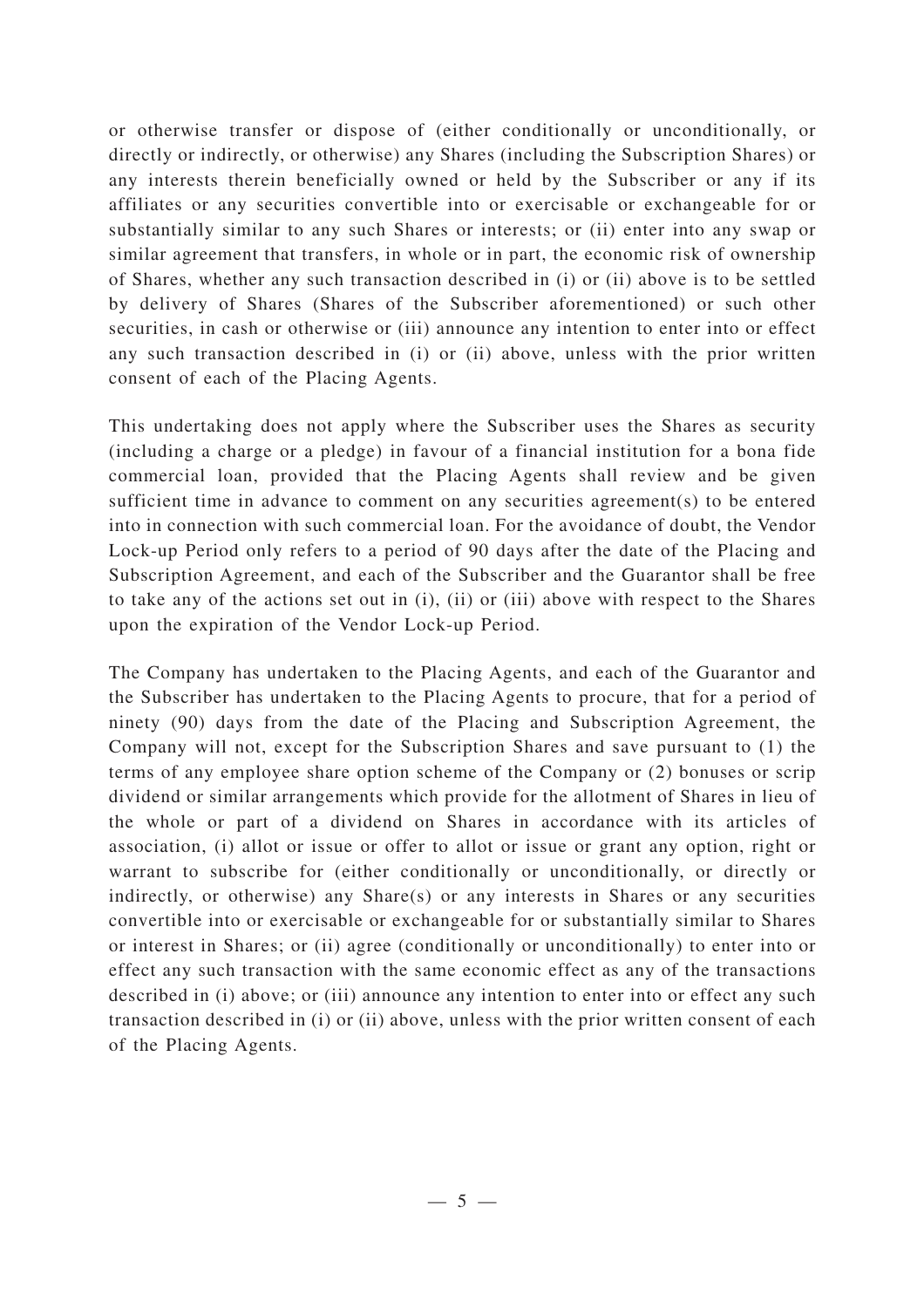or otherwise transfer or dispose of (either conditionally or unconditionally, or directly or indirectly, or otherwise) any Shares (including the Subscription Shares) or any interests therein beneficially owned or held by the Subscriber or any if its affiliates or any securities convertible into or exercisable or exchangeable for or substantially similar to any such Shares or interests; or (ii) enter into any swap or similar agreement that transfers, in whole or in part, the economic risk of ownership of Shares, whether any such transaction described in (i) or (ii) above is to be settled by delivery of Shares (Shares of the Subscriber aforementioned) or such other securities, in cash or otherwise or (iii) announce any intention to enter into or effect any such transaction described in (i) or (ii) above, unless with the prior written consent of each of the Placing Agents.

This undertaking does not apply where the Subscriber uses the Shares as security (including a charge or a pledge) in favour of a financial institution for a bona fide commercial loan, provided that the Placing Agents shall review and be given sufficient time in advance to comment on any securities agreement(s) to be entered into in connection with such commercial loan. For the avoidance of doubt, the Vendor Lock-up Period only refers to a period of 90 days after the date of the Placing and Subscription Agreement, and each of the Subscriber and the Guarantor shall be free to take any of the actions set out in (i), (ii) or (iii) above with respect to the Shares upon the expiration of the Vendor Lock-up Period.

The Company has undertaken to the Placing Agents, and each of the Guarantor and the Subscriber has undertaken to the Placing Agents to procure, that for a period of ninety (90) days from the date of the Placing and Subscription Agreement, the Company will not, except for the Subscription Shares and save pursuant to (1) the terms of any employee share option scheme of the Company or (2) bonuses or scrip dividend or similar arrangements which provide for the allotment of Shares in lieu of the whole or part of a dividend on Shares in accordance with its articles of association, (i) allot or issue or offer to allot or issue or grant any option, right or warrant to subscribe for (either conditionally or unconditionally, or directly or indirectly, or otherwise) any Share(s) or any interests in Shares or any securities convertible into or exercisable or exchangeable for or substantially similar to Shares or interest in Shares; or (ii) agree (conditionally or unconditionally) to enter into or effect any such transaction with the same economic effect as any of the transactions described in (i) above; or (iii) announce any intention to enter into or effect any such transaction described in (i) or (ii) above, unless with the prior written consent of each of the Placing Agents.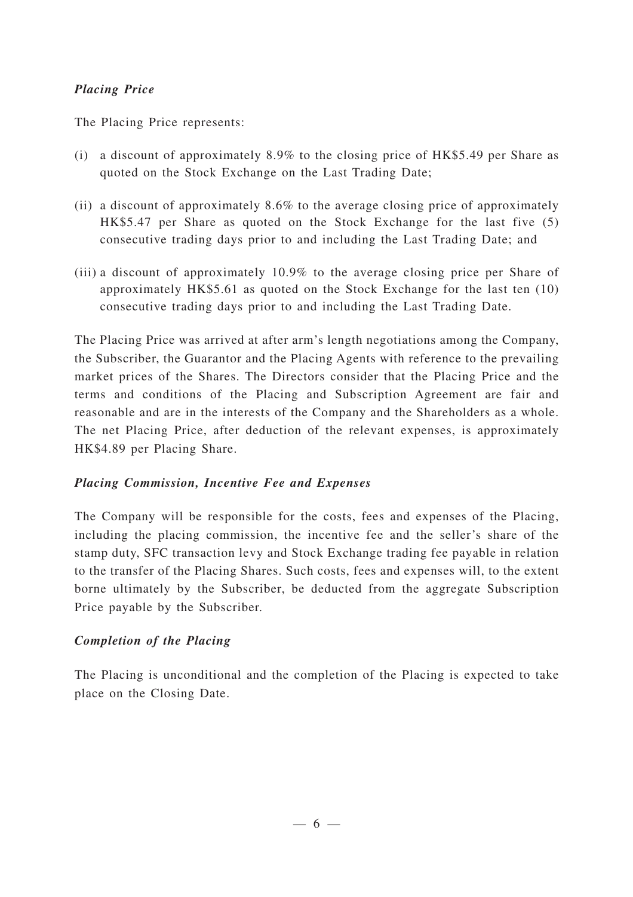***Placing Price***

The Placing Price represents:

(i) a discount of approximately 8.9% to the closing price of HK$5.49 per Share as quoted on the Stock Exchange on the Last Trading Date;

(ii) a discount of approximately 8.6% to the average closing price of approximately HK$5.47 per Share as quoted on the Stock Exchange for the last five (5) consecutive trading days prior to and including the Last Trading Date; and

(iii) a discount of approximately 10.9% to the average closing price per Share of approximately HK$5.61 as quoted on the Stock Exchange for the last ten (10) consecutive trading days prior to and including the Last Trading Date.

The Placing Price was arrived at after arm's length negotiations among the Company, the Subscriber, the Guarantor and the Placing Agents with reference to the prevailing market prices of the Shares. The Directors consider that the Placing Price and the terms and conditions of the Placing and Subscription Agreement are fair and reasonable and are in the interests of the Company and the Shareholders as a whole. The net Placing Price, after deduction of the relevant expenses, is approximately HK$4.89 per Placing Share.

***Placing Commission, Incentive Fee and Expenses***

The Company will be responsible for the costs, fees and expenses of the Placing, including the placing commission, the incentive fee and the seller's share of the stamp duty, SFC transaction levy and Stock Exchange trading fee payable in relation to the transfer of the Placing Shares. Such costs, fees and expenses will, to the extent borne ultimately by the Subscriber, be deducted from the aggregate Subscription Price payable by the Subscriber.

***Completion of the Placing***

The Placing is unconditional and the completion of the Placing is expected to take place on the Closing Date.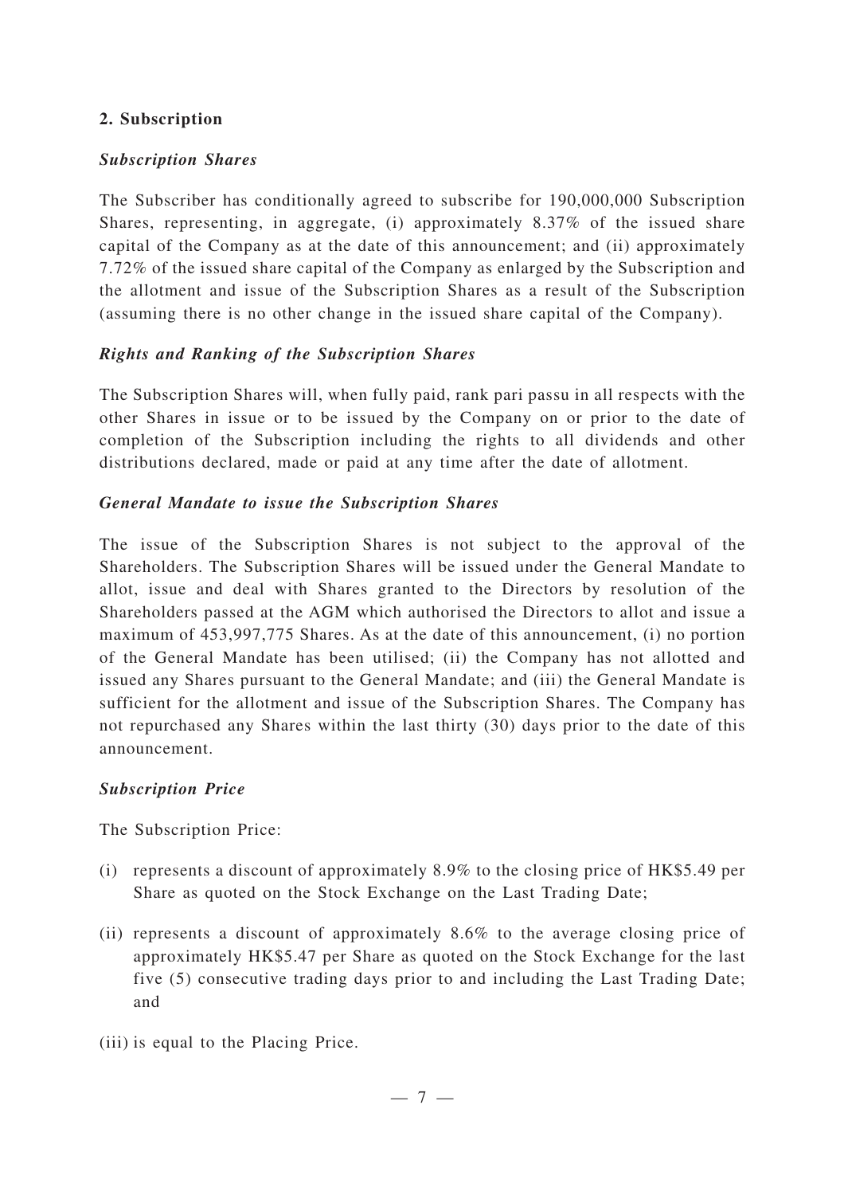## 2. Subscription

***Subscription Shares***

The Subscriber has conditionally agreed to subscribe for 190,000,000 Subscription Shares, representing, in aggregate, (i) approximately 8.37% of the issued share capital of the Company as at the date of this announcement; and (ii) approximately 7.72% of the issued share capital of the Company as enlarged by the Subscription and the allotment and issue of the Subscription Shares as a result of the Subscription (assuming there is no other change in the issued share capital of the Company).

***Rights and Ranking of the Subscription Shares***

The Subscription Shares will, when fully paid, rank pari passu in all respects with the other Shares in issue or to be issued by the Company on or prior to the date of completion of the Subscription including the rights to all dividends and other distributions declared, made or paid at any time after the date of allotment.

***General Mandate to issue the Subscription Shares***

The issue of the Subscription Shares is not subject to the approval of the Shareholders. The Subscription Shares will be issued under the General Mandate to allot, issue and deal with Shares granted to the Directors by resolution of the Shareholders passed at the AGM which authorised the Directors to allot and issue a maximum of 453,997,775 Shares. As at the date of this announcement, (i) no portion of the General Mandate has been utilised; (ii) the Company has not allotted and issued any Shares pursuant to the General Mandate; and (iii) the General Mandate is sufficient for the allotment and issue of the Subscription Shares. The Company has not repurchased any Shares within the last thirty (30) days prior to the date of this announcement.

***Subscription Price***

The Subscription Price:

(i) represents a discount of approximately 8.9% to the closing price of HK$5.49 per Share as quoted on the Stock Exchange on the Last Trading Date;

(ii) represents a discount of approximately 8.6% to the average closing price of approximately HK$5.47 per Share as quoted on the Stock Exchange for the last five (5) consecutive trading days prior to and including the Last Trading Date; and

(iii) is equal to the Placing Price.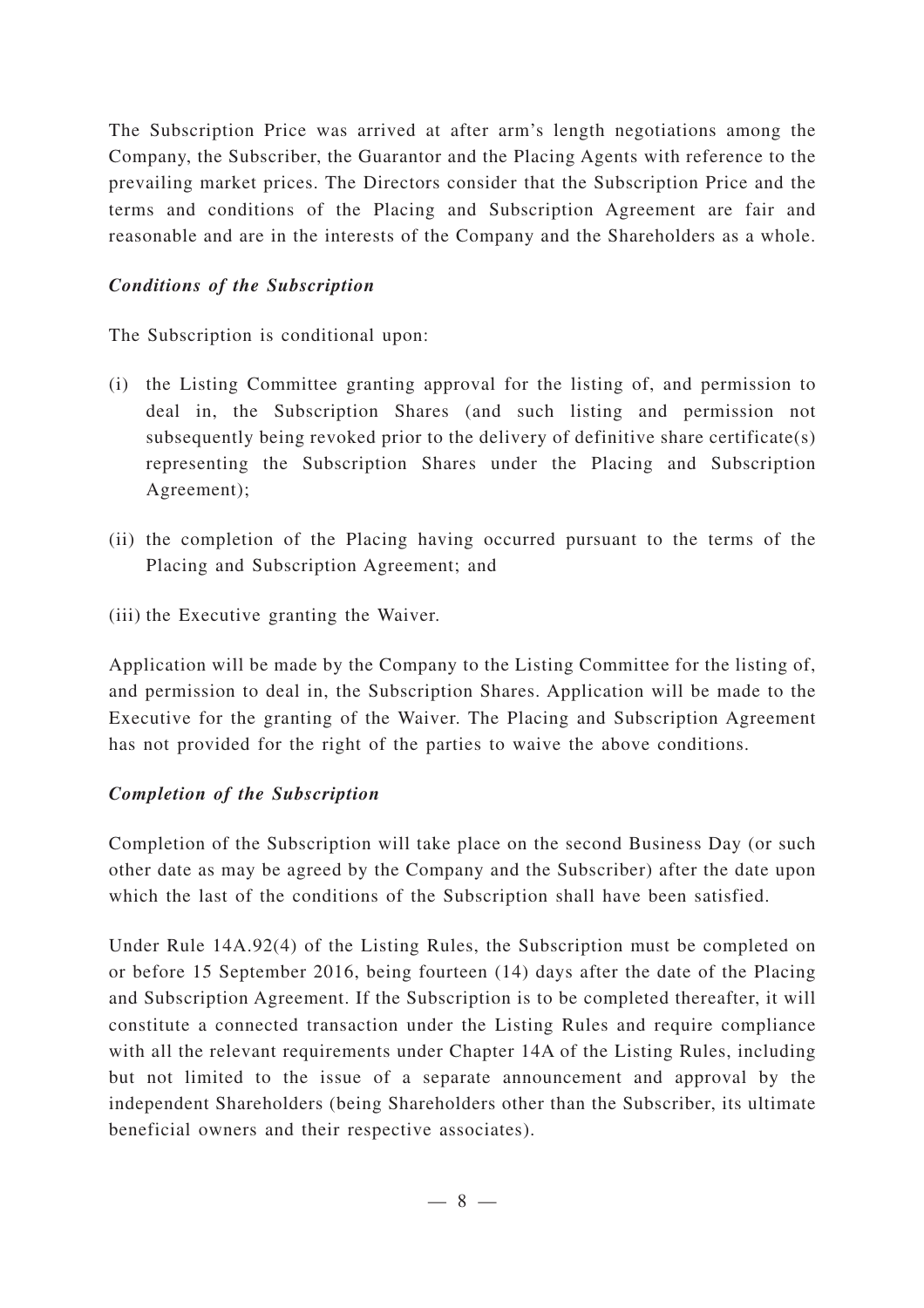The Subscription Price was arrived at after arm's length negotiations among the Company, the Subscriber, the Guarantor and the Placing Agents with reference to the prevailing market prices. The Directors consider that the Subscription Price and the terms and conditions of the Placing and Subscription Agreement are fair and reasonable and are in the interests of the Company and the Shareholders as a whole.

***Conditions of the Subscription***

The Subscription is conditional upon:

(i) the Listing Committee granting approval for the listing of, and permission to deal in, the Subscription Shares (and such listing and permission not subsequently being revoked prior to the delivery of definitive share certificate(s) representing the Subscription Shares under the Placing and Subscription Agreement);

(ii) the completion of the Placing having occurred pursuant to the terms of the Placing and Subscription Agreement; and

(iii) the Executive granting the Waiver.

Application will be made by the Company to the Listing Committee for the listing of, and permission to deal in, the Subscription Shares. Application will be made to the Executive for the granting of the Waiver. The Placing and Subscription Agreement has not provided for the right of the parties to waive the above conditions.

***Completion of the Subscription***

Completion of the Subscription will take place on the second Business Day (or such other date as may be agreed by the Company and the Subscriber) after the date upon which the last of the conditions of the Subscription shall have been satisfied.

Under Rule 14A.92(4) of the Listing Rules, the Subscription must be completed on or before 15 September 2016, being fourteen (14) days after the date of the Placing and Subscription Agreement. If the Subscription is to be completed thereafter, it will constitute a connected transaction under the Listing Rules and require compliance with all the relevant requirements under Chapter 14A of the Listing Rules, including but not limited to the issue of a separate announcement and approval by the independent Shareholders (being Shareholders other than the Subscriber, its ultimate beneficial owners and their respective associates).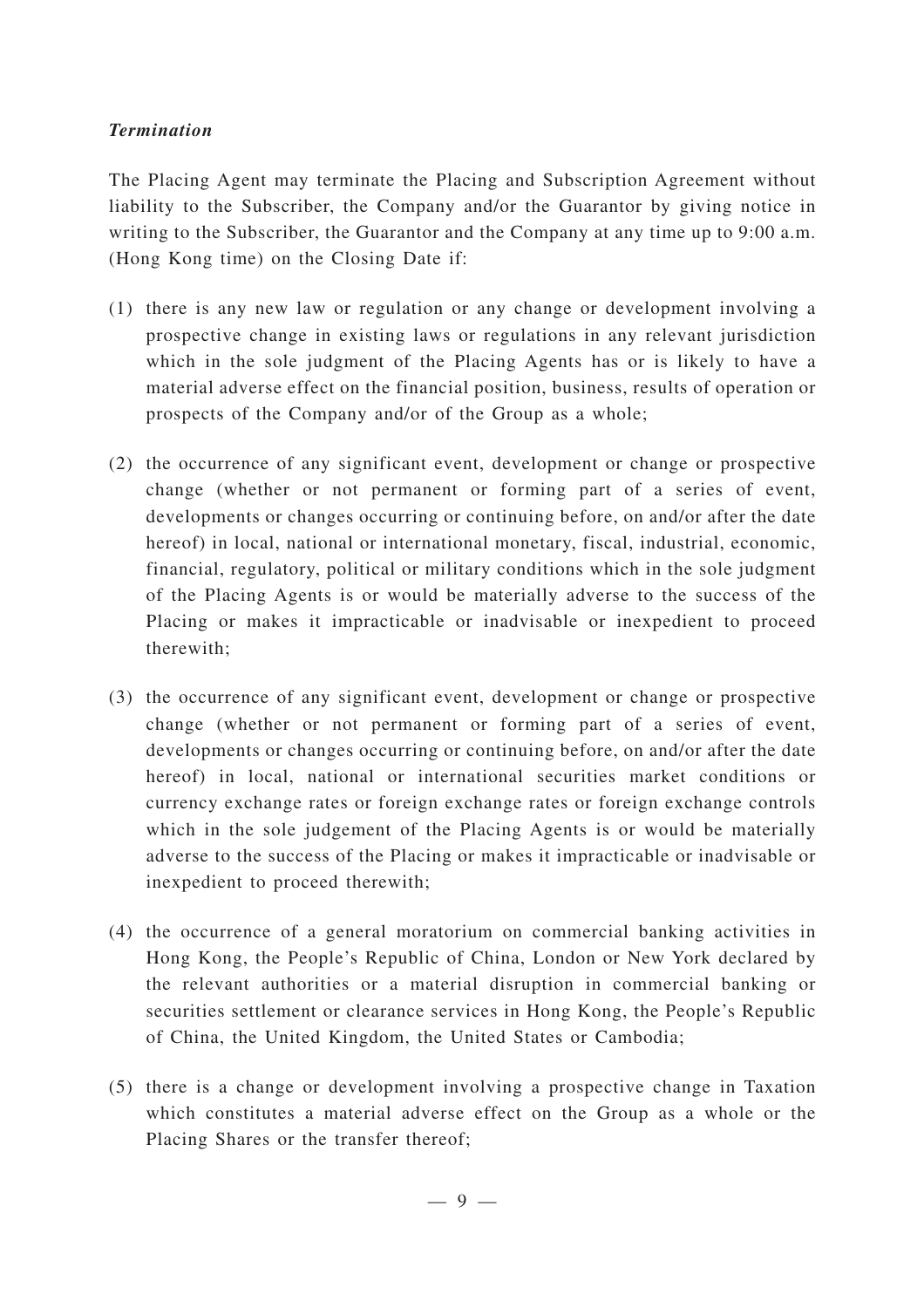*Termination*

The Placing Agent may terminate the Placing and Subscription Agreement without liability to the Subscriber, the Company and/or the Guarantor by giving notice in writing to the Subscriber, the Guarantor and the Company at any time up to 9:00 a.m. (Hong Kong time) on the Closing Date if:

(1) there is any new law or regulation or any change or development involving a prospective change in existing laws or regulations in any relevant jurisdiction which in the sole judgment of the Placing Agents has or is likely to have a material adverse effect on the financial position, business, results of operation or prospects of the Company and/or of the Group as a whole;

(2) the occurrence of any significant event, development or change or prospective change (whether or not permanent or forming part of a series of event, developments or changes occurring or continuing before, on and/or after the date hereof) in local, national or international monetary, fiscal, industrial, economic, financial, regulatory, political or military conditions which in the sole judgment of the Placing Agents is or would be materially adverse to the success of the Placing or makes it impracticable or inadvisable or inexpedient to proceed therewith;

(3) the occurrence of any significant event, development or change or prospective change (whether or not permanent or forming part of a series of event, developments or changes occurring or continuing before, on and/or after the date hereof) in local, national or international securities market conditions or currency exchange rates or foreign exchange rates or foreign exchange controls which in the sole judgement of the Placing Agents is or would be materially adverse to the success of the Placing or makes it impracticable or inadvisable or inexpedient to proceed therewith;

(4) the occurrence of a general moratorium on commercial banking activities in Hong Kong, the People's Republic of China, London or New York declared by the relevant authorities or a material disruption in commercial banking or securities settlement or clearance services in Hong Kong, the People's Republic of China, the United Kingdom, the United States or Cambodia;

(5) there is a change or development involving a prospective change in Taxation which constitutes a material adverse effect on the Group as a whole or the Placing Shares or the transfer thereof;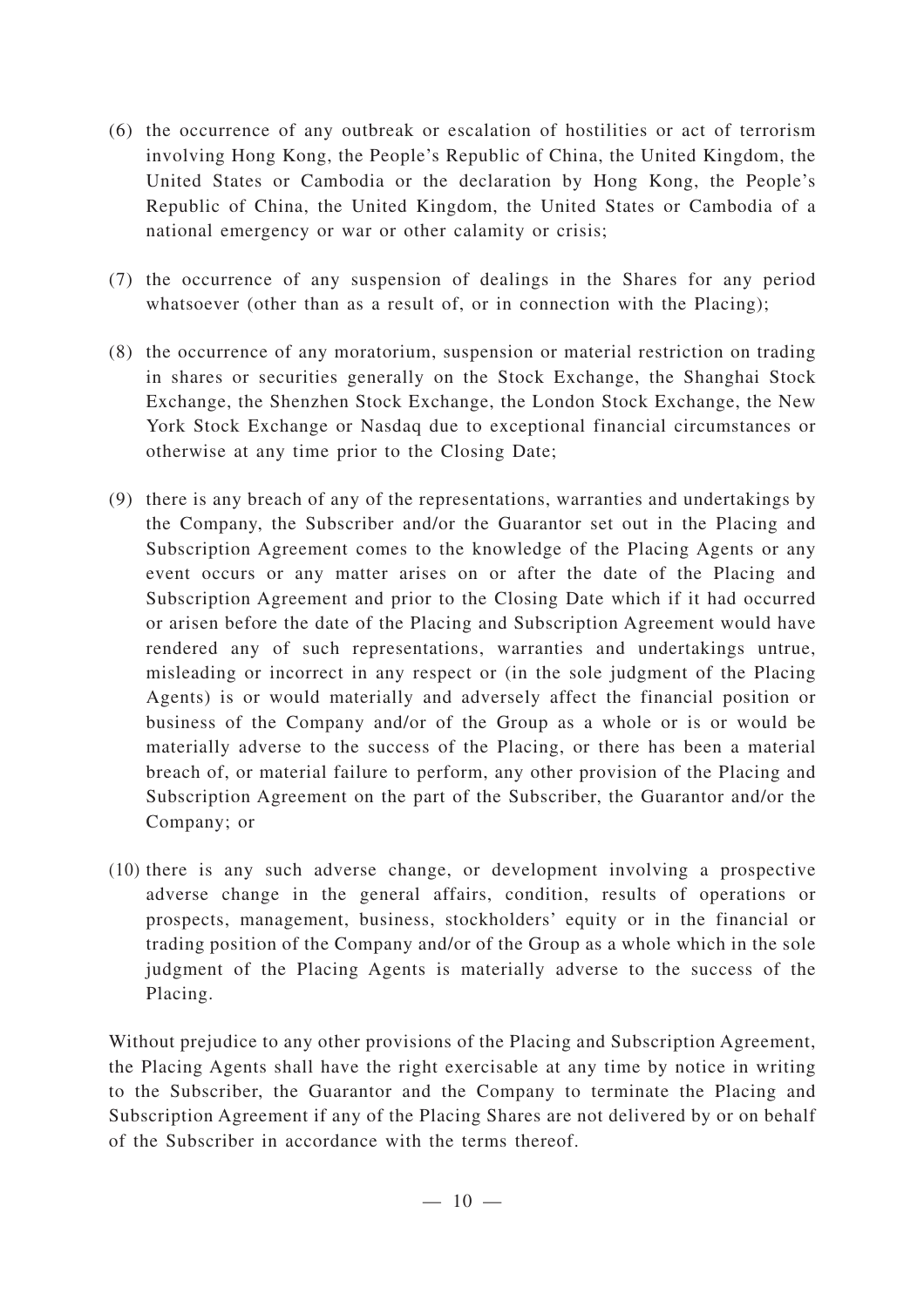(6) the occurrence of any outbreak or escalation of hostilities or act of terrorism involving Hong Kong, the People's Republic of China, the United Kingdom, the United States or Cambodia or the declaration by Hong Kong, the People's Republic of China, the United Kingdom, the United States or Cambodia of a national emergency or war or other calamity or crisis;

(7) the occurrence of any suspension of dealings in the Shares for any period whatsoever (other than as a result of, or in connection with the Placing);

(8) the occurrence of any moratorium, suspension or material restriction on trading in shares or securities generally on the Stock Exchange, the Shanghai Stock Exchange, the Shenzhen Stock Exchange, the London Stock Exchange, the New York Stock Exchange or Nasdaq due to exceptional financial circumstances or otherwise at any time prior to the Closing Date;

(9) there is any breach of any of the representations, warranties and undertakings by the Company, the Subscriber and/or the Guarantor set out in the Placing and Subscription Agreement comes to the knowledge of the Placing Agents or any event occurs or any matter arises on or after the date of the Placing and Subscription Agreement and prior to the Closing Date which if it had occurred or arisen before the date of the Placing and Subscription Agreement would have rendered any of such representations, warranties and undertakings untrue, misleading or incorrect in any respect or (in the sole judgment of the Placing Agents) is or would materially and adversely affect the financial position or business of the Company and/or of the Group as a whole or is or would be materially adverse to the success of the Placing, or there has been a material breach of, or material failure to perform, any other provision of the Placing and Subscription Agreement on the part of the Subscriber, the Guarantor and/or the Company; or

(10) there is any such adverse change, or development involving a prospective adverse change in the general affairs, condition, results of operations or prospects, management, business, stockholders' equity or in the financial or trading position of the Company and/or of the Group as a whole which in the sole judgment of the Placing Agents is materially adverse to the success of the Placing.

Without prejudice to any other provisions of the Placing and Subscription Agreement, the Placing Agents shall have the right exercisable at any time by notice in writing to the Subscriber, the Guarantor and the Company to terminate the Placing and Subscription Agreement if any of the Placing Shares are not delivered by or on behalf of the Subscriber in accordance with the terms thereof.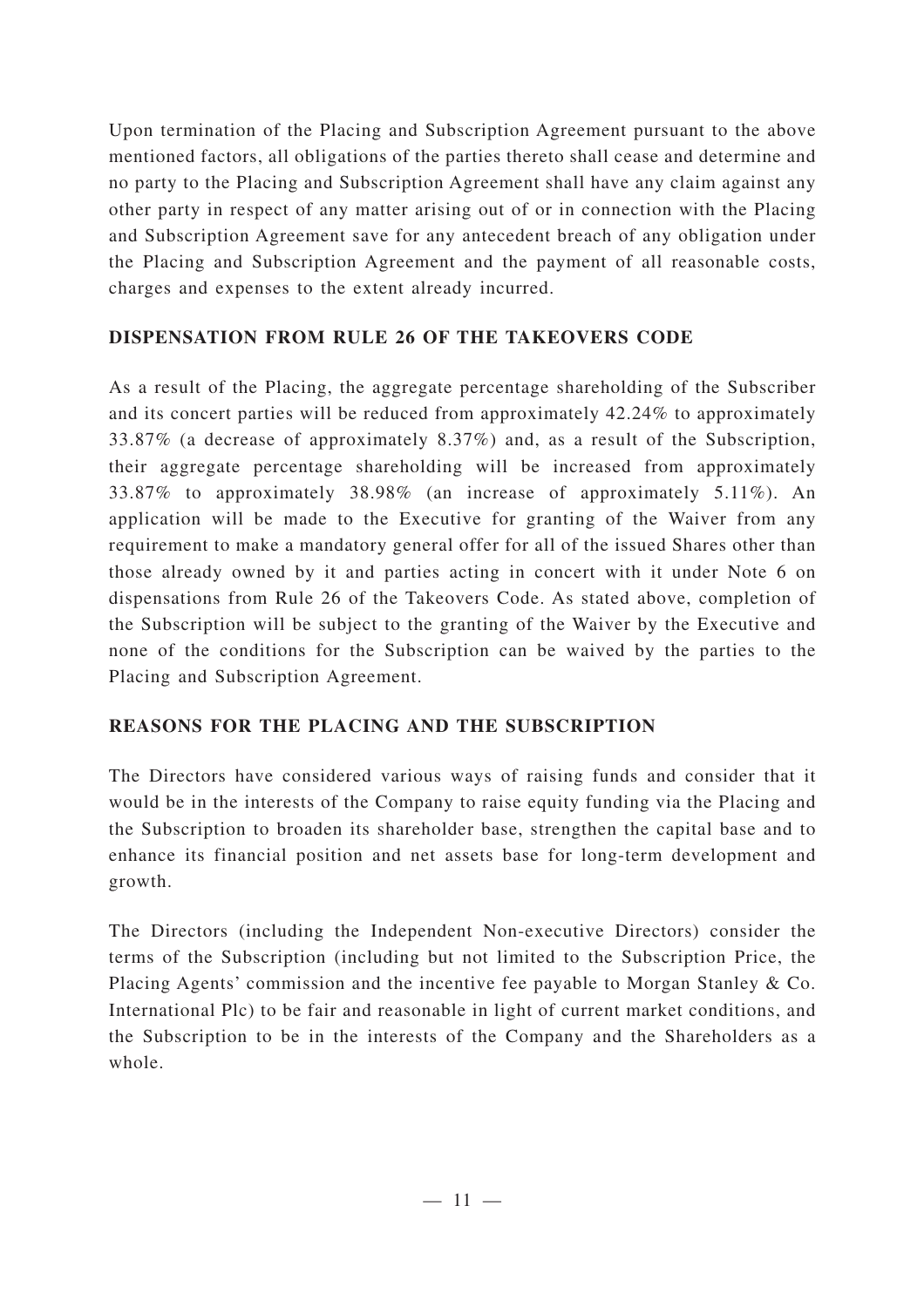Upon termination of the Placing and Subscription Agreement pursuant to the above mentioned factors, all obligations of the parties thereto shall cease and determine and no party to the Placing and Subscription Agreement shall have any claim against any other party in respect of any matter arising out of or in connection with the Placing and Subscription Agreement save for any antecedent breach of any obligation under the Placing and Subscription Agreement and the payment of all reasonable costs, charges and expenses to the extent already incurred.

## DISPENSATION FROM RULE 26 OF THE TAKEOVERS CODE

As a result of the Placing, the aggregate percentage shareholding of the Subscriber and its concert parties will be reduced from approximately 42.24% to approximately 33.87% (a decrease of approximately 8.37%) and, as a result of the Subscription, their aggregate percentage shareholding will be increased from approximately 33.87% to approximately 38.98% (an increase of approximately 5.11%). An application will be made to the Executive for granting of the Waiver from any requirement to make a mandatory general offer for all of the issued Shares other than those already owned by it and parties acting in concert with it under Note 6 on dispensations from Rule 26 of the Takeovers Code. As stated above, completion of the Subscription will be subject to the granting of the Waiver by the Executive and none of the conditions for the Subscription can be waived by the parties to the Placing and Subscription Agreement.

## REASONS FOR THE PLACING AND THE SUBSCRIPTION

The Directors have considered various ways of raising funds and consider that it would be in the interests of the Company to raise equity funding via the Placing and the Subscription to broaden its shareholder base, strengthen the capital base and to enhance its financial position and net assets base for long-term development and growth.

The Directors (including the Independent Non-executive Directors) consider the terms of the Subscription (including but not limited to the Subscription Price, the Placing Agents' commission and the incentive fee payable to Morgan Stanley & Co. International Plc) to be fair and reasonable in light of current market conditions, and the Subscription to be in the interests of the Company and the Shareholders as a whole.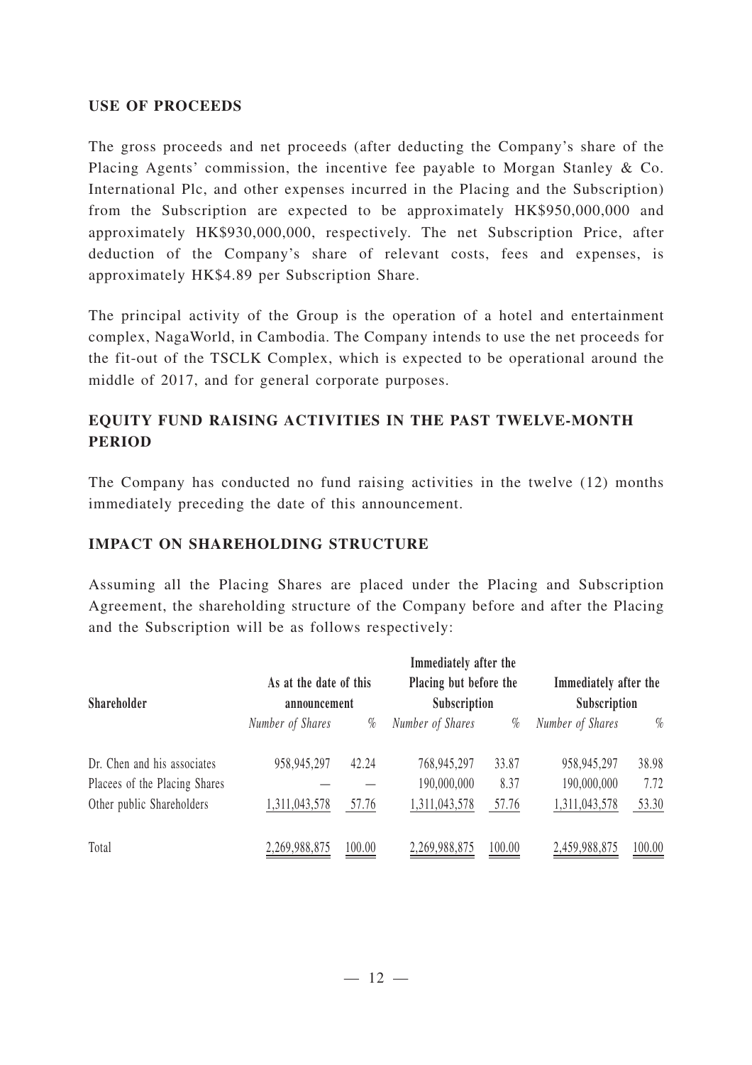## USE OF PROCEEDS

The gross proceeds and net proceeds (after deducting the Company's share of the Placing Agents' commission, the incentive fee payable to Morgan Stanley & Co. International Plc, and other expenses incurred in the Placing and the Subscription) from the Subscription are expected to be approximately HK$950,000,000 and approximately HK$930,000,000, respectively. The net Subscription Price, after deduction of the Company's share of relevant costs, fees and expenses, is approximately HK$4.89 per Subscription Share.

The principal activity of the Group is the operation of a hotel and entertainment complex, NagaWorld, in Cambodia. The Company intends to use the net proceeds for the fit-out of the TSCLK Complex, which is expected to be operational around the middle of 2017, and for general corporate purposes.

## EQUITY FUND RAISING ACTIVITIES IN THE PAST TWELVE-MONTH PERIOD

The Company has conducted no fund raising activities in the twelve (12) months immediately preceding the date of this announcement.

## IMPACT ON SHAREHOLDING STRUCTURE

Assuming all the Placing Shares are placed under the Placing and Subscription Agreement, the shareholding structure of the Company before and after the Placing and the Subscription will be as follows respectively:

| Shareholder | As at the date of this announcement | | Immediately after the Placing but before the Subscription | | Immediately after the Subscription | |
|---|---|---|---|---|---|---|
| | *Number of Shares* | *%* | *Number of Shares* | *%* | *Number of Shares* | *%* |
| Dr. Chen and his associates | 958,945,297 | 42.24 | 768,945,297 | 33.87 | 958,945,297 | 38.98 |
| Placees of the Placing Shares | — | — | 190,000,000 | 8.37 | 190,000,000 | 7.72 |
| Other public Shareholders | 1,311,043,578 | 57.76 | 1,311,043,578 | 57.76 | 1,311,043,578 | 53.30 |
| Total | 2,269,988,875 | 100.00 | 2,269,988,875 | 100.00 | 2,459,988,875 | 100.00 |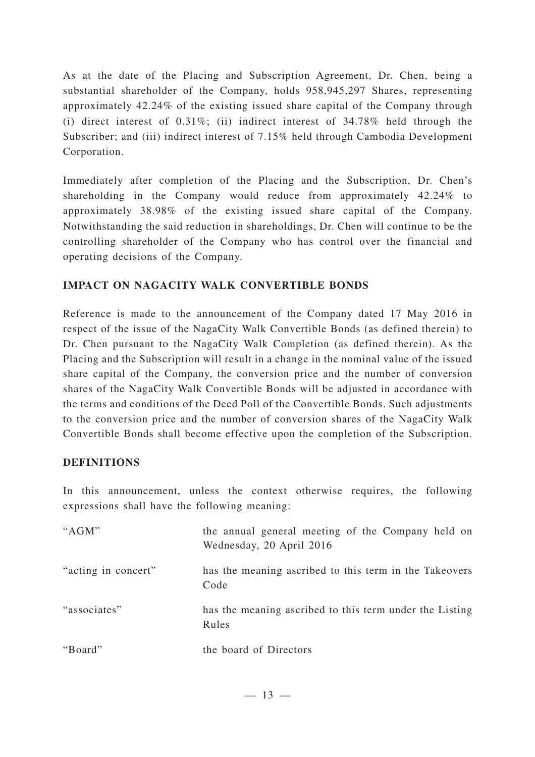As at the date of the Placing and Subscription Agreement, Dr. Chen, being a substantial shareholder of the Company, holds 958,945,297 Shares, representing approximately 42.24% of the existing issued share capital of the Company through (i) direct interest of 0.31%; (ii) indirect interest of 34.78% held through the Subscriber; and (iii) indirect interest of 7.15% held through Cambodia Development Corporation.

Immediately after completion of the Placing and the Subscription, Dr. Chen's shareholding in the Company would reduce from approximately 42.24% to approximately 38.98% of the existing issued share capital of the Company. Notwithstanding the said reduction in shareholdings, Dr. Chen will continue to be the controlling shareholder of the Company who has control over the financial and operating decisions of the Company.

## IMPACT ON NAGACITY WALK CONVERTIBLE BONDS

Reference is made to the announcement of the Company dated 17 May 2016 in respect of the issue of the NagaCity Walk Convertible Bonds (as defined therein) to Dr. Chen pursuant to the NagaCity Walk Completion (as defined therein). As the Placing and the Subscription will result in a change in the nominal value of the issued share capital of the Company, the conversion price and the number of conversion shares of the NagaCity Walk Convertible Bonds will be adjusted in accordance with the terms and conditions of the Deed Poll of the Convertible Bonds. Such adjustments to the conversion price and the number of conversion shares of the NagaCity Walk Convertible Bonds shall become effective upon the completion of the Subscription.

## DEFINITIONS

In this announcement, unless the context otherwise requires, the following expressions shall have the following meaning:

| | |
|---|---|
| "AGM" | the annual general meeting of the Company held on Wednesday, 20 April 2016 |
| "acting in concert" | has the meaning ascribed to this term in the Takeovers Code |
| "associates" | has the meaning ascribed to this term under the Listing Rules |
| "Board" | the board of Directors |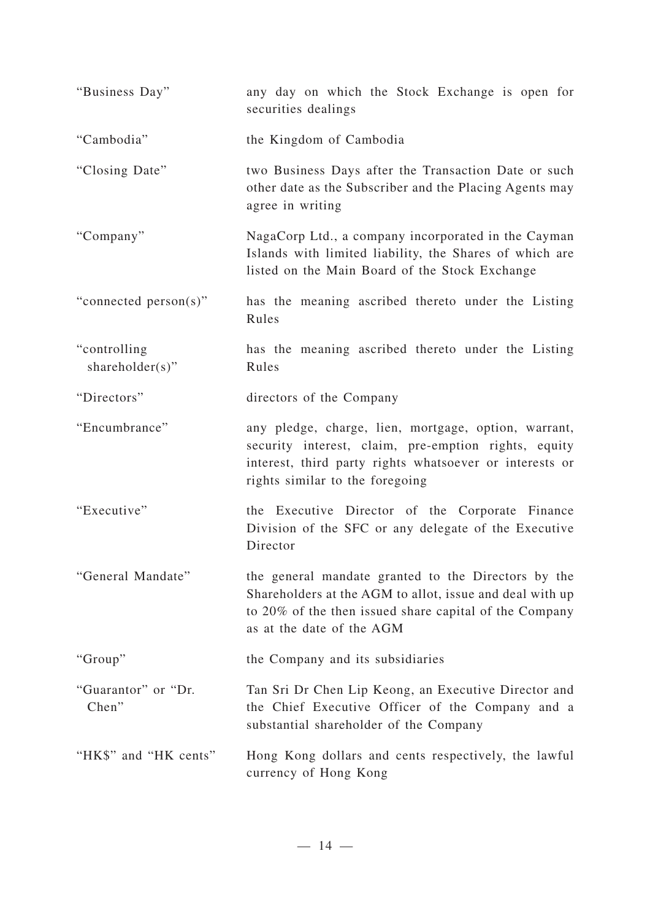| | |
|---|---|
| "Business Day" | any day on which the Stock Exchange is open for securities dealings |
| "Cambodia" | the Kingdom of Cambodia |
| "Closing Date" | two Business Days after the Transaction Date or such other date as the Subscriber and the Placing Agents may agree in writing |
| "Company" | NagaCorp Ltd., a company incorporated in the Cayman Islands with limited liability, the Shares of which are listed on the Main Board of the Stock Exchange |
| "connected person(s)" | has the meaning ascribed thereto under the Listing Rules |
| "controlling shareholder(s)" | has the meaning ascribed thereto under the Listing Rules |
| "Directors" | directors of the Company |
| "Encumbrance" | any pledge, charge, lien, mortgage, option, warrant, security interest, claim, pre-emption rights, equity interest, third party rights whatsoever or interests or rights similar to the foregoing |
| "Executive" | the Executive Director of the Corporate Finance Division of the SFC or any delegate of the Executive Director |
| "General Mandate" | the general mandate granted to the Directors by the Shareholders at the AGM to allot, issue and deal with up to 20% of the then issued share capital of the Company as at the date of the AGM |
| "Group" | the Company and its subsidiaries |
| "Guarantor" or "Dr. Chen" | Tan Sri Dr Chen Lip Keong, an Executive Director and the Chief Executive Officer of the Company and a substantial shareholder of the Company |
| "HK$" and "HK cents" | Hong Kong dollars and cents respectively, the lawful currency of Hong Kong |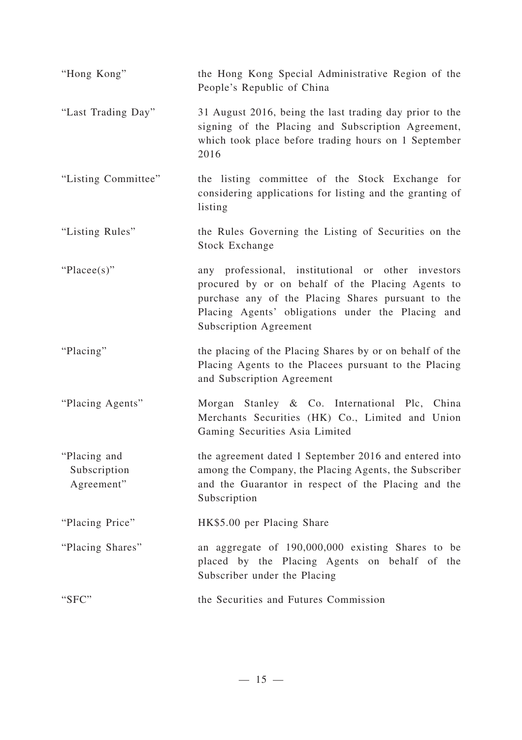| | |
|---|---|
| "Hong Kong" | the Hong Kong Special Administrative Region of the People's Republic of China |
| "Last Trading Day" | 31 August 2016, being the last trading day prior to the signing of the Placing and Subscription Agreement, which took place before trading hours on 1 September 2016 |
| "Listing Committee" | the listing committee of the Stock Exchange for considering applications for listing and the granting of listing |
| "Listing Rules" | the Rules Governing the Listing of Securities on the Stock Exchange |
| "Placee(s)" | any professional, institutional or other investors procured by or on behalf of the Placing Agents to purchase any of the Placing Shares pursuant to the Placing Agents' obligations under the Placing and Subscription Agreement |
| "Placing" | the placing of the Placing Shares by or on behalf of the Placing Agents to the Placees pursuant to the Placing and Subscription Agreement |
| "Placing Agents" | Morgan Stanley & Co. International Plc, China Merchants Securities (HK) Co., Limited and Union Gaming Securities Asia Limited |
| "Placing and Subscription Agreement" | the agreement dated 1 September 2016 and entered into among the Company, the Placing Agents, the Subscriber and the Guarantor in respect of the Placing and the Subscription |
| "Placing Price" | HK$5.00 per Placing Share |
| "Placing Shares" | an aggregate of 190,000,000 existing Shares to be placed by the Placing Agents on behalf of the Subscriber under the Placing |
| "SFC" | the Securities and Futures Commission |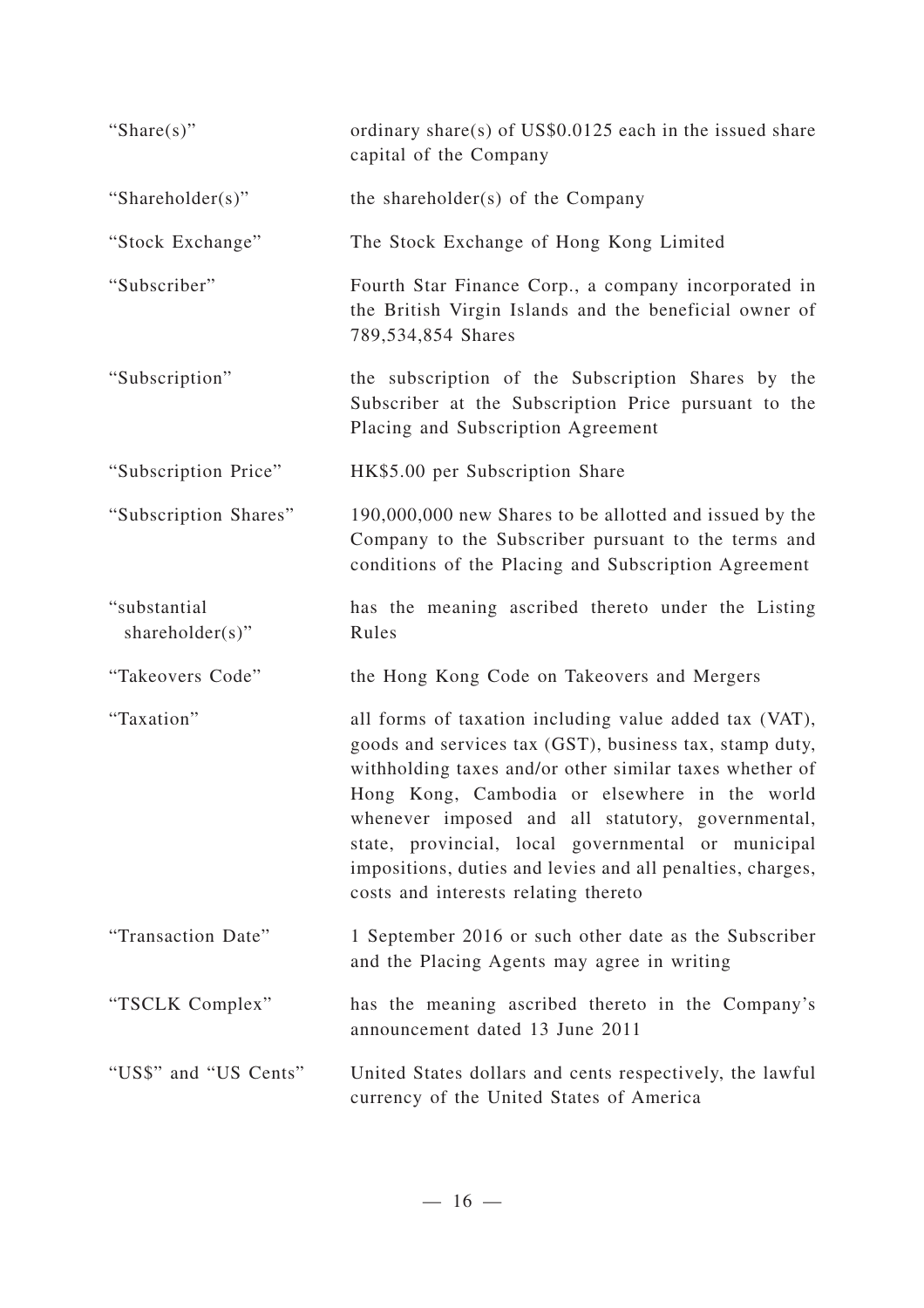| | |
|---|---|
| "Share(s)" | ordinary share(s) of US$0.0125 each in the issued share capital of the Company |
| "Shareholder(s)" | the shareholder(s) of the Company |
| "Stock Exchange" | The Stock Exchange of Hong Kong Limited |
| "Subscriber" | Fourth Star Finance Corp., a company incorporated in the British Virgin Islands and the beneficial owner of 789,534,854 Shares |
| "Subscription" | the subscription of the Subscription Shares by the Subscriber at the Subscription Price pursuant to the Placing and Subscription Agreement |
| "Subscription Price" | HK$5.00 per Subscription Share |
| "Subscription Shares" | 190,000,000 new Shares to be allotted and issued by the Company to the Subscriber pursuant to the terms and conditions of the Placing and Subscription Agreement |
| "substantial shareholder(s)" | has the meaning ascribed thereto under the Listing Rules |
| "Takeovers Code" | the Hong Kong Code on Takeovers and Mergers |
| "Taxation" | all forms of taxation including value added tax (VAT), goods and services tax (GST), business tax, stamp duty, withholding taxes and/or other similar taxes whether of Hong Kong, Cambodia or elsewhere in the world whenever imposed and all statutory, governmental, state, provincial, local governmental or municipal impositions, duties and levies and all penalties, charges, costs and interests relating thereto |
| "Transaction Date" | 1 September 2016 or such other date as the Subscriber and the Placing Agents may agree in writing |
| "TSCLK Complex" | has the meaning ascribed thereto in the Company's announcement dated 13 June 2011 |
| "US$" and "US Cents" | United States dollars and cents respectively, the lawful currency of the United States of America |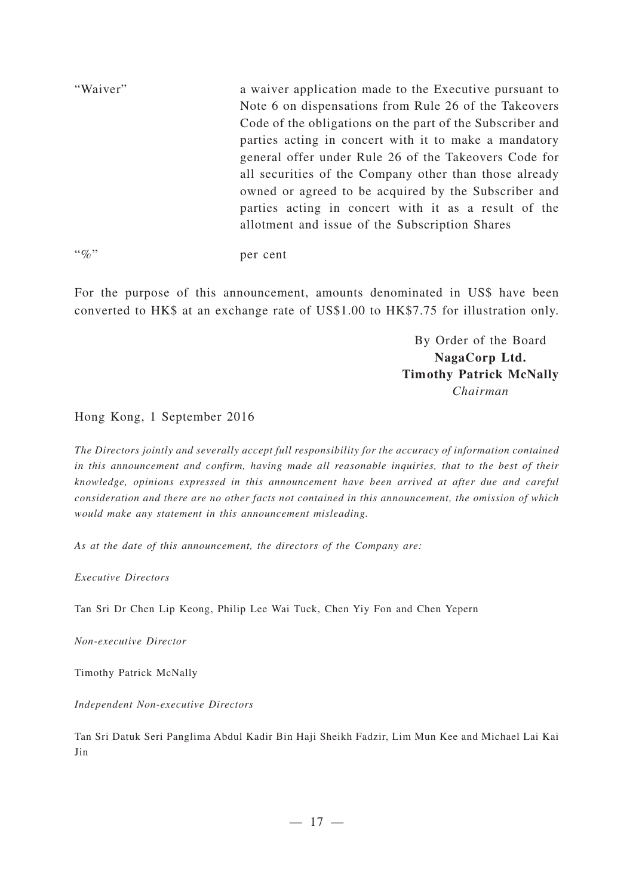| | |
|---|---|
| "Waiver" | a waiver application made to the Executive pursuant to Note 6 on dispensations from Rule 26 of the Takeovers Code of the obligations on the part of the Subscriber and parties acting in concert with it to make a mandatory general offer under Rule 26 of the Takeovers Code for all securities of the Company other than those already owned or agreed to be acquired by the Subscriber and parties acting in concert with it as a result of the allotment and issue of the Subscription Shares |
| "%" | per cent |

For the purpose of this announcement, amounts denominated in US$ have been converted to HK$ at an exchange rate of US$1.00 to HK$7.75 for illustration only.

By Order of the Board
**NagaCorp Ltd.**
**Timothy Patrick McNally**
*Chairman*

Hong Kong, 1 September 2016

*The Directors jointly and severally accept full responsibility for the accuracy of information contained in this announcement and confirm, having made all reasonable inquiries, that to the best of their knowledge, opinions expressed in this announcement have been arrived at after due and careful consideration and there are no other facts not contained in this announcement, the omission of which would make any statement in this announcement misleading.*

*As at the date of this announcement, the directors of the Company are:*

*Executive Directors*

Tan Sri Dr Chen Lip Keong, Philip Lee Wai Tuck, Chen Yiy Fon and Chen Yepern

*Non-executive Director*

Timothy Patrick McNally

*Independent Non-executive Directors*

Tan Sri Datuk Seri Panglima Abdul Kadir Bin Haji Sheikh Fadzir, Lim Mun Kee and Michael Lai Kai Jin